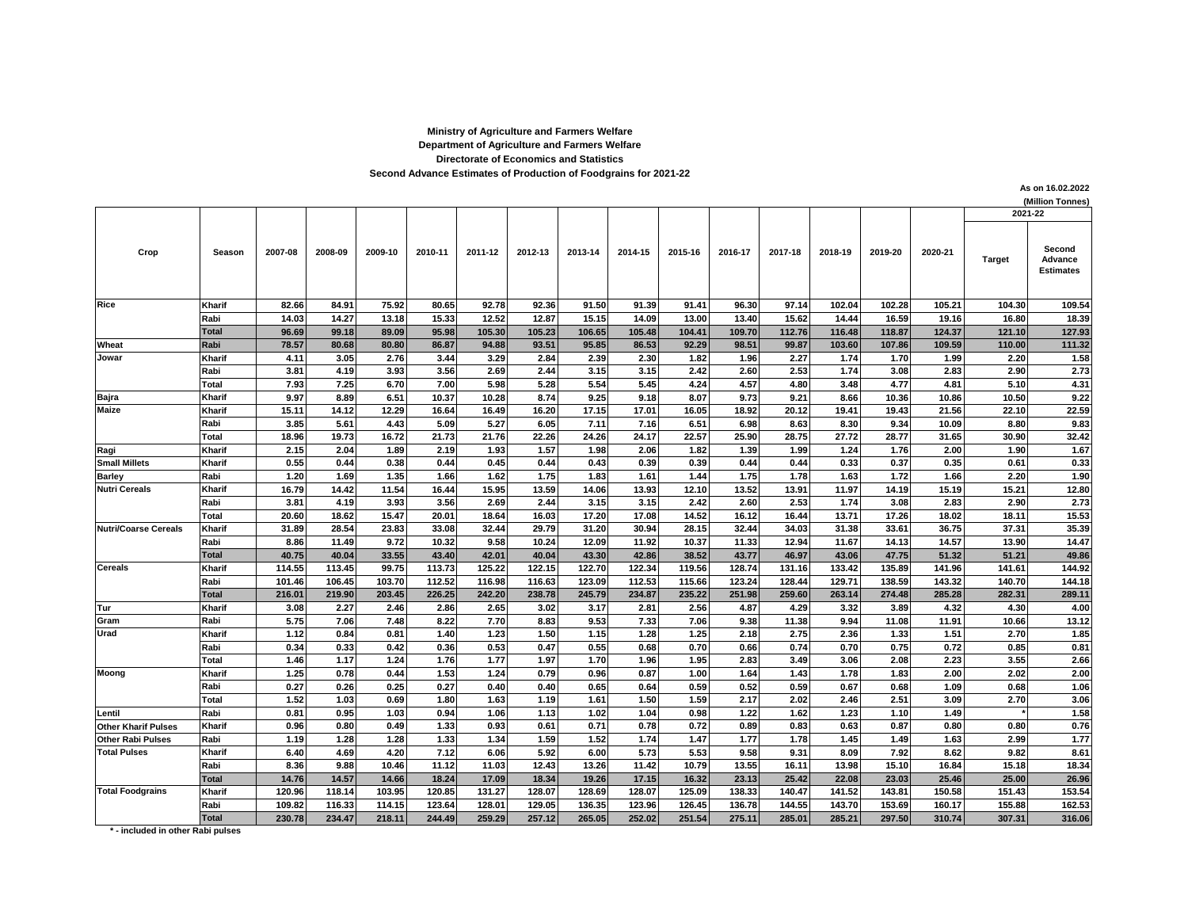**Ministry of Agriculture and Farmers Welfare**
**Department of Agriculture and Farmers Welfare**
**Directorate of Economics and Statistics**
**Second Advance Estimates of Production of Foodgrains for 2021-22**

**As on 16.02.2022**
**(Million Tonnes)**

| Crop | Season | 2007-08 | 2008-09 | 2009-10 | 2010-11 | 2011-12 | 2012-13 | 2013-14 | 2014-15 | 2015-16 | 2016-17 | 2017-18 | 2018-19 | 2019-20 | 2020-21 | 2021-22 | |
|---|---|---|---|---|---|---|---|---|---|---|---|---|---|---|---|---|---|
| | | | | | | | | | | | | | | | | Target | Second Advance Estimates |
| Rice | Kharif | 82.66 | 84.91 | 75.92 | 80.65 | 92.78 | 92.36 | 91.50 | 91.39 | 91.41 | 96.30 | 97.14 | 102.04 | 102.28 | 105.21 | 104.30 | 109.54 |
| | Rabi | 14.03 | 14.27 | 13.18 | 15.33 | 12.52 | 12.87 | 15.15 | 14.09 | 13.00 | 13.40 | 15.62 | 14.44 | 16.59 | 19.16 | 16.80 | 18.39 |
| | Total | 96.69 | 99.18 | 89.09 | 95.98 | 105.30 | 105.23 | 106.65 | 105.48 | 104.41 | 109.70 | 112.76 | 116.48 | 118.87 | 124.37 | 121.10 | 127.93 |
| Wheat | Rabi | 78.57 | 80.68 | 80.80 | 86.87 | 94.88 | 93.51 | 95.85 | 86.53 | 92.29 | 98.51 | 99.87 | 103.60 | 107.86 | 109.59 | 110.00 | 111.32 |
| Jowar | Kharif | 4.11 | 3.05 | 2.76 | 3.44 | 3.29 | 2.84 | 2.39 | 2.30 | 1.82 | 1.96 | 2.27 | 1.74 | 1.70 | 1.99 | 2.20 | 1.58 |
| | Rabi | 3.81 | 4.19 | 3.93 | 3.56 | 2.69 | 2.44 | 3.15 | 3.15 | 2.42 | 2.60 | 2.53 | 1.74 | 3.08 | 2.83 | 2.90 | 2.73 |
| | Total | 7.93 | 7.25 | 6.70 | 7.00 | 5.98 | 5.28 | 5.54 | 5.45 | 4.24 | 4.57 | 4.80 | 3.48 | 4.77 | 4.81 | 5.10 | 4.31 |
| Bajra | Kharif | 9.97 | 8.89 | 6.51 | 10.37 | 10.28 | 8.74 | 9.25 | 9.18 | 8.07 | 9.73 | 9.21 | 8.66 | 10.36 | 10.86 | 10.50 | 9.22 |
| Maize | Kharif | 15.11 | 14.12 | 12.29 | 16.64 | 16.49 | 16.20 | 17.15 | 17.01 | 16.05 | 18.92 | 20.12 | 19.41 | 19.43 | 21.56 | 22.10 | 22.59 |
| | Rabi | 3.85 | 5.61 | 4.43 | 5.09 | 5.27 | 6.05 | 7.11 | 7.16 | 6.51 | 6.98 | 8.63 | 8.30 | 9.34 | 10.09 | 8.80 | 9.83 |
| | Total | 18.96 | 19.73 | 16.72 | 21.73 | 21.76 | 22.26 | 24.26 | 24.17 | 22.57 | 25.90 | 28.75 | 27.72 | 28.77 | 31.65 | 30.90 | 32.42 |
| Ragi | Kharif | 2.15 | 2.04 | 1.89 | 2.19 | 1.93 | 1.57 | 1.98 | 2.06 | 1.82 | 1.39 | 1.99 | 1.24 | 1.76 | 2.00 | 1.90 | 1.67 |
| Small Millets | Kharif | 0.55 | 0.44 | 0.38 | 0.44 | 0.45 | 0.44 | 0.43 | 0.39 | 0.39 | 0.44 | 0.44 | 0.33 | 0.37 | 0.35 | 0.61 | 0.33 |
| Barley | Rabi | 1.20 | 1.69 | 1.35 | 1.66 | 1.62 | 1.75 | 1.83 | 1.61 | 1.44 | 1.75 | 1.78 | 1.63 | 1.72 | 1.66 | 2.20 | 1.90 |
| Nutri Cereals | Kharif | 16.79 | 14.42 | 11.54 | 16.44 | 15.95 | 13.59 | 14.06 | 13.93 | 12.10 | 13.52 | 13.91 | 11.97 | 14.19 | 15.19 | 15.21 | 12.80 |
| | Rabi | 3.81 | 4.19 | 3.93 | 3.56 | 2.69 | 2.44 | 3.15 | 3.15 | 2.42 | 2.60 | 2.53 | 1.74 | 3.08 | 2.83 | 2.90 | 2.73 |
| | Total | 20.60 | 18.62 | 15.47 | 20.01 | 18.64 | 16.03 | 17.20 | 17.08 | 14.52 | 16.12 | 16.44 | 13.71 | 17.26 | 18.02 | 18.11 | 15.53 |
| Nutri/Coarse Cereals | Kharif | 31.89 | 28.54 | 23.83 | 33.08 | 32.44 | 29.79 | 31.20 | 30.94 | 28.15 | 32.44 | 34.03 | 31.38 | 33.61 | 36.75 | 37.31 | 35.39 |
| | Rabi | 8.86 | 11.49 | 9.72 | 10.32 | 9.58 | 10.24 | 12.09 | 11.92 | 10.37 | 11.33 | 12.94 | 11.67 | 14.13 | 14.57 | 13.90 | 14.47 |
| | Total | 40.75 | 40.04 | 33.55 | 43.40 | 42.01 | 40.04 | 43.30 | 42.86 | 38.52 | 43.77 | 46.97 | 43.06 | 47.75 | 51.32 | 51.21 | 49.86 |
| Cereals | Kharif | 114.55 | 113.45 | 99.75 | 113.73 | 125.22 | 122.15 | 122.70 | 122.34 | 119.56 | 128.74 | 131.16 | 133.42 | 135.89 | 141.96 | 141.61 | 144.92 |
| | Rabi | 101.46 | 106.45 | 103.70 | 112.52 | 116.98 | 116.63 | 123.09 | 112.53 | 115.66 | 123.24 | 128.44 | 129.71 | 138.59 | 143.32 | 140.70 | 144.18 |
| | Total | 216.01 | 219.90 | 203.45 | 226.25 | 242.20 | 238.78 | 245.79 | 234.87 | 235.22 | 251.98 | 259.60 | 263.14 | 274.48 | 285.28 | 282.31 | 289.11 |
| Tur | Kharif | 3.08 | 2.27 | 2.46 | 2.86 | 2.65 | 3.02 | 3.17 | 2.81 | 2.56 | 4.87 | 4.29 | 3.32 | 3.89 | 4.32 | 4.30 | 4.00 |
| Gram | Rabi | 5.75 | 7.06 | 7.48 | 8.22 | 7.70 | 8.83 | 9.53 | 7.33 | 7.06 | 9.38 | 11.38 | 9.94 | 11.08 | 11.91 | 10.66 | 13.12 |
| Urad | Kharif | 1.12 | 0.84 | 0.81 | 1.40 | 1.23 | 1.50 | 1.15 | 1.28 | 1.25 | 2.18 | 2.75 | 2.36 | 1.33 | 1.51 | 2.70 | 1.85 |
| | Rabi | 0.34 | 0.33 | 0.42 | 0.36 | 0.53 | 0.47 | 0.55 | 0.68 | 0.70 | 0.66 | 0.74 | 0.70 | 0.75 | 0.72 | 0.85 | 0.81 |
| | Total | 1.46 | 1.17 | 1.24 | 1.76 | 1.77 | 1.97 | 1.70 | 1.96 | 1.95 | 2.83 | 3.49 | 3.06 | 2.08 | 2.23 | 3.55 | 2.66 |
| Moong | Kharif | 1.25 | 0.78 | 0.44 | 1.53 | 1.24 | 0.79 | 0.96 | 0.87 | 1.00 | 1.64 | 1.43 | 1.78 | 1.83 | 2.00 | 2.02 | 2.00 |
| | Rabi | 0.27 | 0.26 | 0.25 | 0.27 | 0.40 | 0.40 | 0.65 | 0.64 | 0.59 | 0.52 | 0.59 | 0.67 | 0.68 | 1.09 | 0.68 | 1.06 |
| | Total | 1.52 | 1.03 | 0.69 | 1.80 | 1.63 | 1.19 | 1.61 | 1.50 | 1.59 | 2.17 | 2.02 | 2.46 | 2.51 | 3.09 | 2.70 | 3.06 |
| Lentil | Rabi | 0.81 | 0.95 | 1.03 | 0.94 | 1.06 | 1.13 | 1.02 | 1.04 | 0.98 | 1.22 | 1.62 | 1.23 | 1.10 | 1.49 | * | 1.58 |
| Other Kharif Pulses | Kharif | 0.96 | 0.80 | 0.49 | 1.33 | 0.93 | 0.61 | 0.71 | 0.78 | 0.72 | 0.89 | 0.83 | 0.63 | 0.87 | 0.80 | 0.80 | 0.76 |
| Other Rabi Pulses | Rabi | 1.19 | 1.28 | 1.28 | 1.33 | 1.34 | 1.59 | 1.52 | 1.74 | 1.47 | 1.77 | 1.78 | 1.45 | 1.49 | 1.63 | 2.99 | 1.77 |
| Total Pulses | Kharif | 6.40 | 4.69 | 4.20 | 7.12 | 6.06 | 5.92 | 6.00 | 5.73 | 5.53 | 9.58 | 9.31 | 8.09 | 7.92 | 8.62 | 9.82 | 8.61 |
| | Rabi | 8.36 | 9.88 | 10.46 | 11.12 | 11.03 | 12.43 | 13.26 | 11.42 | 10.79 | 13.55 | 16.11 | 13.98 | 15.10 | 16.84 | 15.18 | 18.34 |
| | Total | 14.76 | 14.57 | 14.66 | 18.24 | 17.09 | 18.34 | 19.26 | 17.15 | 16.32 | 23.13 | 25.42 | 22.08 | 23.03 | 25.46 | 25.00 | 26.96 |
| Total Foodgrains | Kharif | 120.96 | 118.14 | 103.95 | 120.85 | 131.27 | 128.07 | 128.69 | 128.07 | 125.09 | 138.33 | 140.47 | 141.52 | 143.81 | 150.58 | 151.43 | 153.54 |
| | Rabi | 109.82 | 116.33 | 114.15 | 123.64 | 128.01 | 129.05 | 136.35 | 123.96 | 126.45 | 136.78 | 144.55 | 143.70 | 153.69 | 160.17 | 155.88 | 162.53 |
| | Total | 230.78 | 234.47 | 218.11 | 244.49 | 259.29 | 257.12 | 265.05 | 252.02 | 251.54 | 275.11 | 285.01 | 285.21 | 297.50 | 310.74 | 307.31 | 316.06 |

\* - included in other Rabi pulses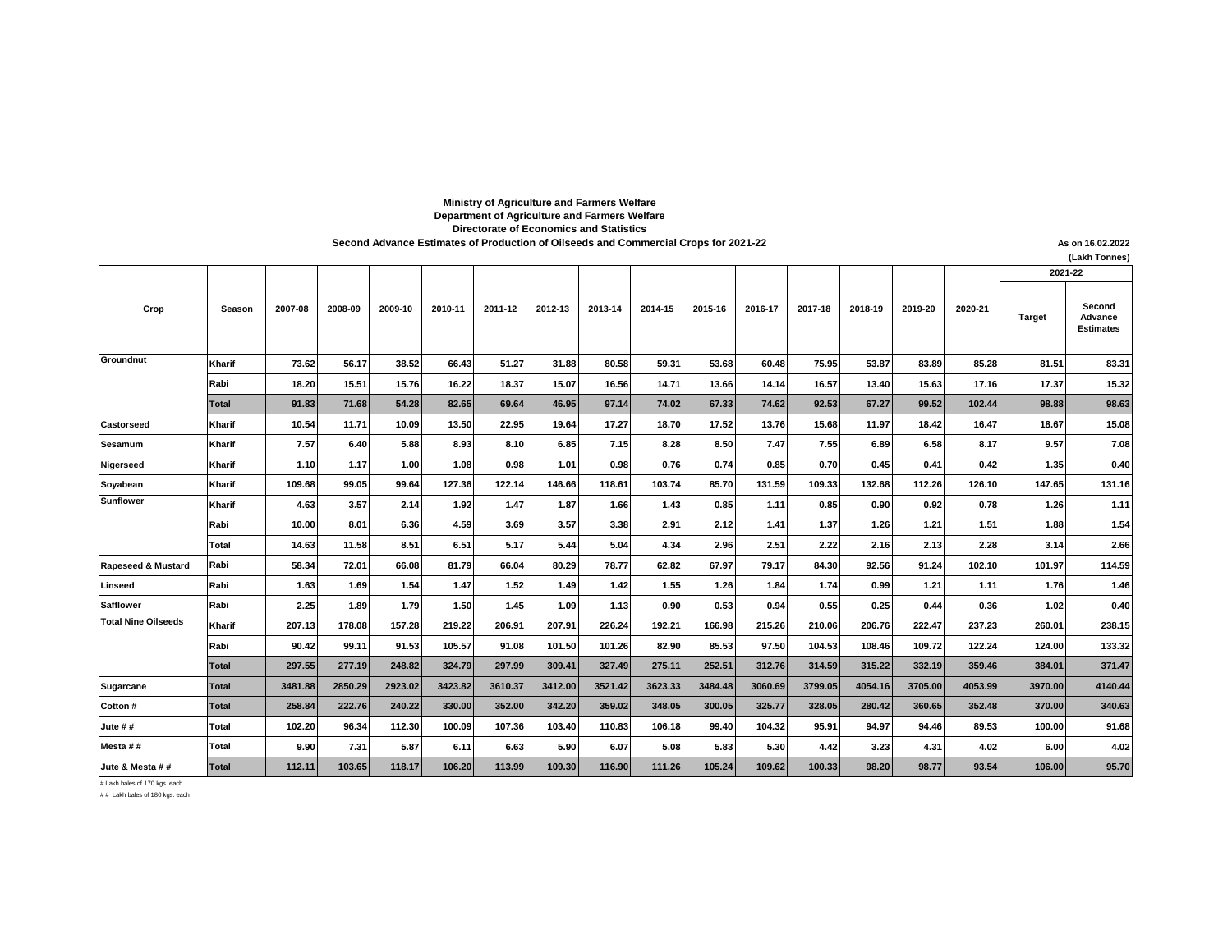**Ministry of Agriculture and Farmers Welfare**
**Department of Agriculture and Farmers Welfare**
**Directorate of Economics and Statistics**
**Second Advance Estimates of Production of Oilseeds and Commercial Crops for 2021-22**

**As on 16.02.2022**

**(Lakh Tonnes)**

| Crop | Season | 2007-08 | 2008-09 | 2009-10 | 2010-11 | 2011-12 | 2012-13 | 2013-14 | 2014-15 | 2015-16 | 2016-17 | 2017-18 | 2018-19 | 2019-20 | 2020-21 | 2021-22 | |
|---|---|---|---|---|---|---|---|---|---|---|---|---|---|---|---|---|---|
| | | | | | | | | | | | | | | | | Target | Second Advance Estimates |
| Groundnut | Kharif | 73.62 | 56.17 | 38.52 | 66.43 | 51.27 | 31.88 | 80.58 | 59.31 | 53.68 | 60.48 | 75.95 | 53.87 | 83.89 | 85.28 | 81.51 | 83.31 |
| | Rabi | 18.20 | 15.51 | 15.76 | 16.22 | 18.37 | 15.07 | 16.56 | 14.71 | 13.66 | 14.14 | 16.57 | 13.40 | 15.63 | 17.16 | 17.37 | 15.32 |
| | Total | 91.83 | 71.68 | 54.28 | 82.65 | 69.64 | 46.95 | 97.14 | 74.02 | 67.33 | 74.62 | 92.53 | 67.27 | 99.52 | 102.44 | 98.88 | 98.63 |
| Castorseed | Kharif | 10.54 | 11.71 | 10.09 | 13.50 | 22.95 | 19.64 | 17.27 | 18.70 | 17.52 | 13.76 | 15.68 | 11.97 | 18.42 | 16.47 | 18.67 | 15.08 |
| Sesamum | Kharif | 7.57 | 6.40 | 5.88 | 8.93 | 8.10 | 6.85 | 7.15 | 8.28 | 8.50 | 7.47 | 7.55 | 6.89 | 6.58 | 8.17 | 9.57 | 7.08 |
| Nigerseed | Kharif | 1.10 | 1.17 | 1.00 | 1.08 | 0.98 | 1.01 | 0.98 | 0.76 | 0.74 | 0.85 | 0.70 | 0.45 | 0.41 | 0.42 | 1.35 | 0.40 |
| Soyabean | Kharif | 109.68 | 99.05 | 99.64 | 127.36 | 122.14 | 146.66 | 118.61 | 103.74 | 85.70 | 131.59 | 109.33 | 132.68 | 112.26 | 126.10 | 147.65 | 131.16 |
| Sunflower | Kharif | 4.63 | 3.57 | 2.14 | 1.92 | 1.47 | 1.87 | 1.66 | 1.43 | 0.85 | 1.11 | 0.85 | 0.90 | 0.92 | 0.78 | 1.26 | 1.11 |
| | Rabi | 10.00 | 8.01 | 6.36 | 4.59 | 3.69 | 3.57 | 3.38 | 2.91 | 2.12 | 1.41 | 1.37 | 1.26 | 1.21 | 1.51 | 1.88 | 1.54 |
| | Total | 14.63 | 11.58 | 8.51 | 6.51 | 5.17 | 5.44 | 5.04 | 4.34 | 2.96 | 2.51 | 2.22 | 2.16 | 2.13 | 2.28 | 3.14 | 2.66 |
| Rapeseed & Mustard | Rabi | 58.34 | 72.01 | 66.08 | 81.79 | 66.04 | 80.29 | 78.77 | 62.82 | 67.97 | 79.17 | 84.30 | 92.56 | 91.24 | 102.10 | 101.97 | 114.59 |
| Linseed | Rabi | 1.63 | 1.69 | 1.54 | 1.47 | 1.52 | 1.49 | 1.42 | 1.55 | 1.26 | 1.84 | 1.74 | 0.99 | 1.21 | 1.11 | 1.76 | 1.46 |
| Safflower | Rabi | 2.25 | 1.89 | 1.79 | 1.50 | 1.45 | 1.09 | 1.13 | 0.90 | 0.53 | 0.94 | 0.55 | 0.25 | 0.44 | 0.36 | 1.02 | 0.40 |
| Total Nine Oilseeds | Kharif | 207.13 | 178.08 | 157.28 | 219.22 | 206.91 | 207.91 | 226.24 | 192.21 | 166.98 | 215.26 | 210.06 | 206.76 | 222.47 | 237.23 | 260.01 | 238.15 |
| | Rabi | 90.42 | 99.11 | 91.53 | 105.57 | 91.08 | 101.50 | 101.26 | 82.90 | 85.53 | 97.50 | 104.53 | 108.46 | 109.72 | 122.24 | 124.00 | 133.32 |
| | Total | 297.55 | 277.19 | 248.82 | 324.79 | 297.99 | 309.41 | 327.49 | 275.11 | 252.51 | 312.76 | 314.59 | 315.22 | 332.19 | 359.46 | 384.01 | 371.47 |
| Sugarcane | Total | 3481.88 | 2850.29 | 2923.02 | 3423.82 | 3610.37 | 3412.00 | 3521.42 | 3623.33 | 3484.48 | 3060.69 | 3799.05 | 4054.16 | 3705.00 | 4053.99 | 3970.00 | 4140.44 |
| Cotton # | Total | 258.84 | 222.76 | 240.22 | 330.00 | 352.00 | 342.20 | 359.02 | 348.05 | 300.05 | 325.77 | 328.05 | 280.42 | 360.65 | 352.48 | 370.00 | 340.63 |
| Jute # # | Total | 102.20 | 96.34 | 112.30 | 100.09 | 107.36 | 103.40 | 110.83 | 106.18 | 99.40 | 104.32 | 95.91 | 94.97 | 94.46 | 89.53 | 100.00 | 91.68 |
| Mesta # # | Total | 9.90 | 7.31 | 5.87 | 6.11 | 6.63 | 5.90 | 6.07 | 5.08 | 5.83 | 5.30 | 4.42 | 3.23 | 4.31 | 4.02 | 6.00 | 4.02 |
| Jute & Mesta # # | Total | 112.11 | 103.65 | 118.17 | 106.20 | 113.99 | 109.30 | 116.90 | 111.26 | 105.24 | 109.62 | 100.33 | 98.20 | 98.77 | 93.54 | 106.00 | 95.70 |

# Lakh bales of 170 kgs. each

# # Lakh bales of 180 kgs. each